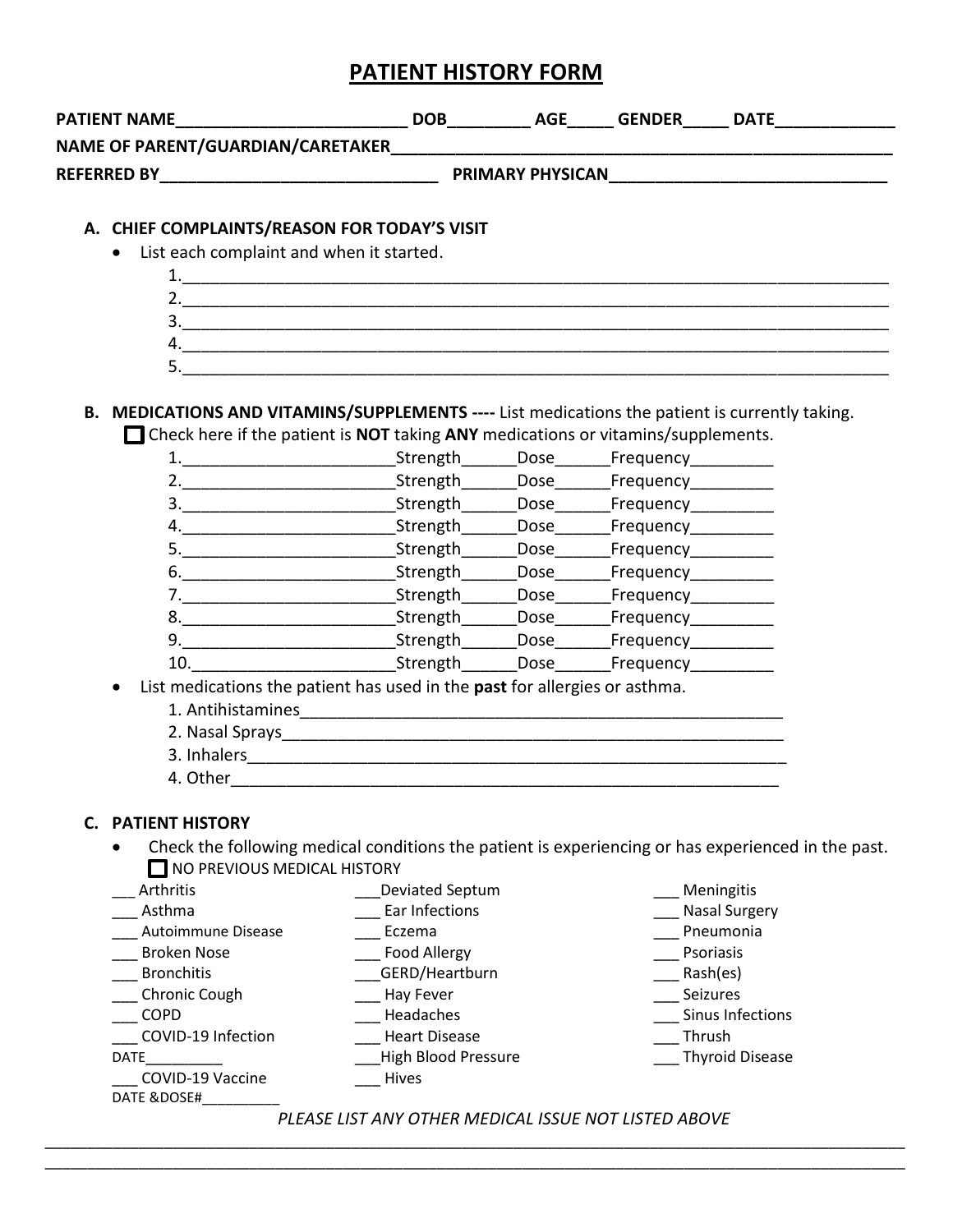# PATIENT HISTORY FORM

**PATIENT NAME**_________________________ **DOB**_________ **AGE**_____ **GENDER**_____ **DATE**_____________

**NAME OF PARENT/GUARDIAN/CARETAKER**_________________________________________________________

**REFERRED BY**______________________________ **PRIMARY PHYSICAN**______________________________

## A. CHIEF COMPLAINTS/REASON FOR TODAY'S VISIT

- List each complaint and when it started.
  1. ___________________________________________________________________________
  2. ___________________________________________________________________________
  3. ___________________________________________________________________________
  4. ___________________________________________________________________________
  5. ___________________________________________________________________________

## B. MEDICATIONS AND VITAMINS/SUPPLEMENTS ---- List medications the patient is currently taking.

☐ Check here if the patient is **NOT** taking **ANY** medications or vitamins/supplements.

1. _______________________Strength______Dose______Frequency_________
2. _______________________Strength______Dose______Frequency_________
3. _______________________Strength______Dose______Frequency_________
4. _______________________Strength______Dose______Frequency_________
5. _______________________Strength______Dose______Frequency_________
6. _______________________Strength______Dose______Frequency_________
7. _______________________Strength______Dose______Frequency_________
8. _______________________Strength______Dose______Frequency_________
9. _______________________Strength______Dose______Frequency_________
10. ______________________Strength______Dose______Frequency_________

- List medications the patient has used in the **past** for allergies or asthma.
  1. Antihistamines_______________________________________________________
  2. Nasal Sprays________________________________________________________
  3. Inhalers___________________________________________________________
  4. Other_____________________________________________________________

## C. PATIENT HISTORY

- Check the following medical conditions the patient is experiencing or has experienced in the past.

☐ NO PREVIOUS MEDICAL HISTORY

___ Arthritis
___ Asthma
___ Autoimmune Disease
___ Broken Nose
___ Bronchitis
___ Chronic Cough
___ COPD
___ COVID-19 Infection
DATE_________
___ COVID-19 Vaccine
DATE &DOSE#_________
___Deviated Septum
___ Ear Infections
___ Eczema
___ Food Allergy
___GERD/Heartburn
___ Hay Fever
___ Headaches
___ Heart Disease
___High Blood Pressure
___ Hives
___ Meningitis
___ Nasal Surgery
___ Pneumonia
___ Psoriasis
___ Rash(es)
___ Seizures
___ Sinus Infections
___ Thrush
___ Thyroid Disease

*PLEASE LIST ANY OTHER MEDICAL ISSUE NOT LISTED ABOVE*

_____________________________________________________________________________________________

_____________________________________________________________________________________________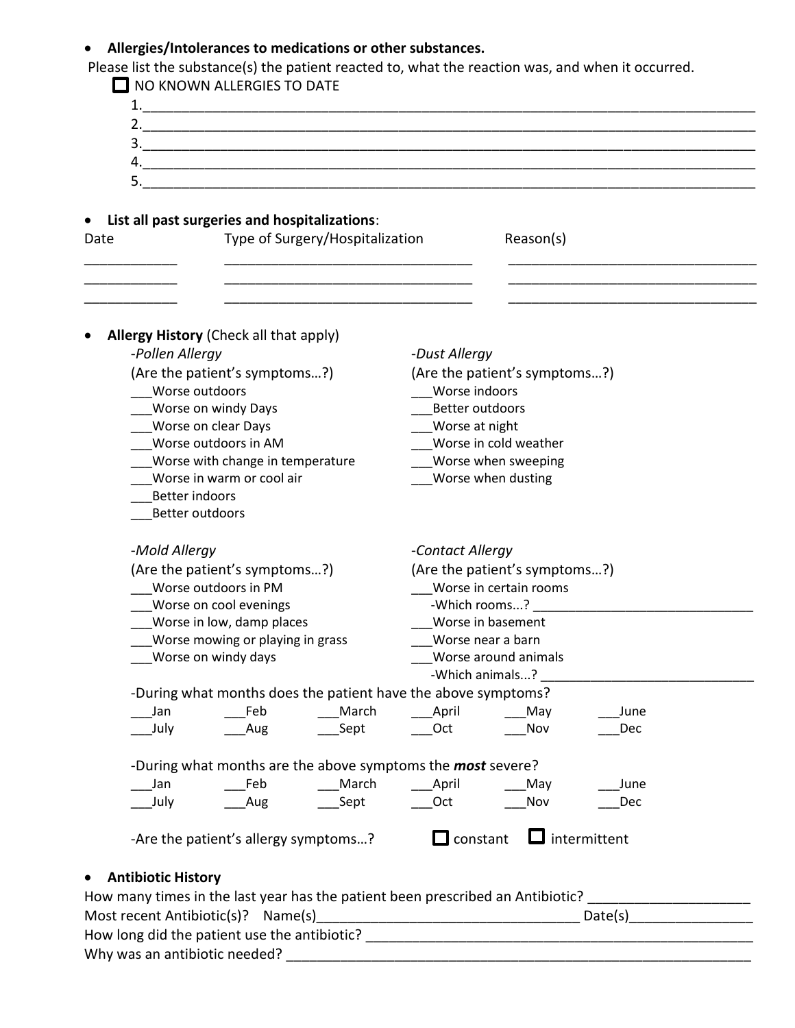- **Allergies/Intolerances to medications or other substances.**

Please list the substance(s) the patient reacted to, what the reaction was, and when it occurred.

☐ NO KNOWN ALLERGIES TO DATE

1.____________________________________________________________________________
2.____________________________________________________________________________
3.____________________________________________________________________________
4.____________________________________________________________________________
5.____________________________________________________________________________

- **List all past surgeries and hospitalizations**:

| Date | Type of Surgery/Hospitalization | Reason(s) |
|---|---|---|
| ____________ | ________________________________ | ________________________________ |
| ____________ | ________________________________ | ________________________________ |
| ____________ | ________________________________ | ________________________________ |

- **Allergy History** (Check all that apply)

*-Pollen Allergy*

(Are the patient's symptoms…?)

___Worse outdoors
___Worse on windy Days
___Worse on clear Days
___Worse outdoors in AM
___Worse with change in temperature
___Worse in warm or cool air
___Better indoors
___Better outdoors

*-Dust Allergy*

(Are the patient's symptoms…?)

___Worse indoors
___Better outdoors
___Worse at night
___Worse in cold weather
___Worse when sweeping
___Worse when dusting

*-Mold Allergy*

(Are the patient's symptoms…?)

___Worse outdoors in PM
___Worse on cool evenings
___Worse in low, damp places
___Worse mowing or playing in grass
___Worse on windy days

*-Contact Allergy*

(Are the patient's symptoms…?)

___Worse in certain rooms
-Which rooms...? ______________________________
___Worse in basement
___Worse near a barn
___Worse around animals
-Which animals...? ______________________________

-During what months does the patient have the above symptoms?

| | | | | | |
|---|---|---|---|---|---|
| ___Jan | ___Feb | ___March | ___April | ___May | ___June |
| ___July | ___Aug | ___Sept | ___Oct | ___Nov | ___Dec |

-During what months are the above symptoms the ***most*** severe?

| | | | | | |
|---|---|---|---|---|---|
| ___Jan | ___Feb | ___March | ___April | ___May | ___June |
| ___July | ___Aug | ___Sept | ___Oct | ___Nov | ___Dec |

-Are the patient's allergy symptoms…? ☐ constant ☐ intermittent

- **Antibiotic History**

How many times in the last year has the patient been prescribed an Antibiotic? _____________________

Most recent Antibiotic(s)? Name(s)__________________________________ Date(s)________________

How long did the patient use the antibiotic? ____________________________________________________

Why was an antibiotic needed? ______________________________________________________________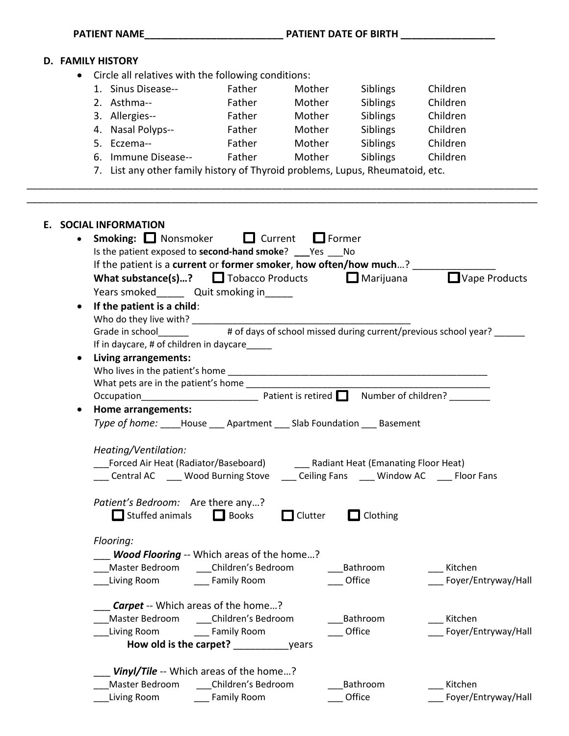PATIENT NAME_________________________ PATIENT DATE OF BIRTH _________________

## D. FAMILY HISTORY

- Circle all relatives with the following conditions:

| | | | | |
|---|---|---|---|---|
| 1. Sinus Disease-- | Father | Mother | Siblings | Children |
| 2. Asthma-- | Father | Mother | Siblings | Children |
| 3. Allergies-- | Father | Mother | Siblings | Children |
| 4. Nasal Polyps-- | Father | Mother | Siblings | Children |
| 5. Eczema-- | Father | Mother | Siblings | Children |
| 6. Immune Disease-- | Father | Mother | Siblings | Children |

7. List any other family history of Thyroid problems, Lupus, Rheumatoid, etc.

________________________________________________________________________________________________

________________________________________________________________________________________________

## E. SOCIAL INFORMATION

- **Smoking:** ☐ Nonsmoker ☐ Current ☐ Former

  Is the patient exposed to **second-hand smoke**? ___Yes ___No

  If the patient is a **current** or **former smoker**, **how often/how much**…? _______________

  **What substance(s)…?** ☐ Tobacco Products ☐ Marijuana ☐ Vape Products

  Years smoked_____ Quit smoking in_____

- **If the patient is a child**:

  Who do they live with? _____________________________________________

  Grade in school______ # of days of school missed during current/previous school year? ______

  If in daycare, # of children in daycare_____

- **Living arrangements:**

  Who lives in the patient's home _____________________________________________________

  What pets are in the patient's home __________________________________________________

  Occupation_______________________ Patient is retired ☐ Number of children? ________

- **Home arrangements:**

  *Type of home:* ____House ___ Apartment ___ Slab Foundation ___ Basement

  *Heating/Ventilation:*

  ___Forced Air Heat (Radiator/Baseboard) ___ Radiant Heat (Emanating Floor Heat)

  ___ Central AC ___ Wood Burning Stove ___ Ceiling Fans ___ Window AC ___ Floor Fans

  *Patient's Bedroom:* Are there any…?

  ☐ Stuffed animals ☐ Books ☐ Clutter ☐ Clothing

  *Flooring:*

  ___ ***Wood Flooring*** -- Which areas of the home…?

  ___Master Bedroom ___Children's Bedroom ___Bathroom ___ Kitchen

  ___Living Room ___ Family Room ___ Office ___ Foyer/Entryway/Hall

  ___ ***Carpet*** -- Which areas of the home…?

  ___Master Bedroom ___Children's Bedroom ___Bathroom ___ Kitchen

  ___Living Room ___ Family Room ___ Office ___ Foyer/Entryway/Hall

  **How old is the carpet?** __________years

  ___ ***Vinyl/Tile*** -- Which areas of the home…?

  ___Master Bedroom ___Children's Bedroom ___Bathroom ___ Kitchen

  ___Living Room ___ Family Room ___ Office ___ Foyer/Entryway/Hall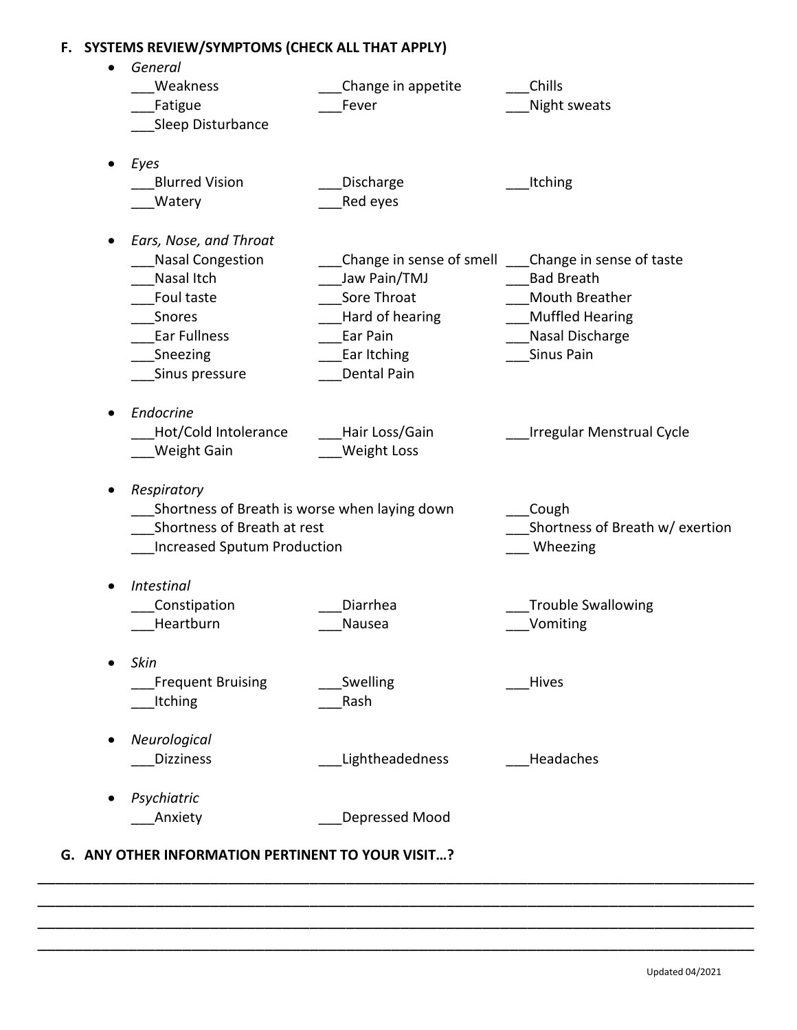## F. SYSTEMS REVIEW/SYMPTOMS (CHECK ALL THAT APPLY)

- *General*
  - ___Weakness
  - ___Change in appetite
  - ___Chills
  - ___Fatigue
  - ___Fever
  - ___Night sweats
  - ___Sleep Disturbance

- *Eyes*
  - ___Blurred Vision
  - ___Discharge
  - ___Itching
  - ___Watery
  - ___Red eyes

- *Ears, Nose, and Throat*
  - ___Nasal Congestion
  - ___Change in sense of smell
  - ___Change in sense of taste
  - ___Nasal Itch
  - ___Jaw Pain/TMJ
  - ___Bad Breath
  - ___Foul taste
  - ___Sore Throat
  - ___Mouth Breather
  - ___Snores
  - ___Hard of hearing
  - ___Muffled Hearing
  - ___Ear Fullness
  - ___Ear Pain
  - ___Nasal Discharge
  - ___Sneezing
  - ___Ear Itching
  - ___Sinus Pain
  - ___Sinus pressure
  - ___Dental Pain

- *Endocrine*
  - ___Hot/Cold Intolerance
  - ___Hair Loss/Gain
  - ___Irregular Menstrual Cycle
  - ___Weight Gain
  - ___Weight Loss

- *Respiratory*
  - ___Shortness of Breath is worse when laying down
  - ___Cough
  - ___Shortness of Breath at rest
  - ___Shortness of Breath w/ exertion
  - ___Increased Sputum Production
  - ___ Wheezing

- *Intestinal*
  - ___Constipation
  - ___Diarrhea
  - ___Trouble Swallowing
  - ___Heartburn
  - ___Nausea
  - ___Vomiting

- *Skin*
  - ___Frequent Bruising
  - ___Swelling
  - ___Hives
  - ___Itching
  - ___Rash

- *Neurological*
  - ___Dizziness
  - ___Lightheadedness
  - ___Headaches

- *Psychiatric*
  - ___Anxiety
  - ___Depressed Mood

## G. ANY OTHER INFORMATION PERTINENT TO YOUR VISIT…?

___________________________________________________________________________________________

___________________________________________________________________________________________

___________________________________________________________________________________________

___________________________________________________________________________________________

Updated 04/2021